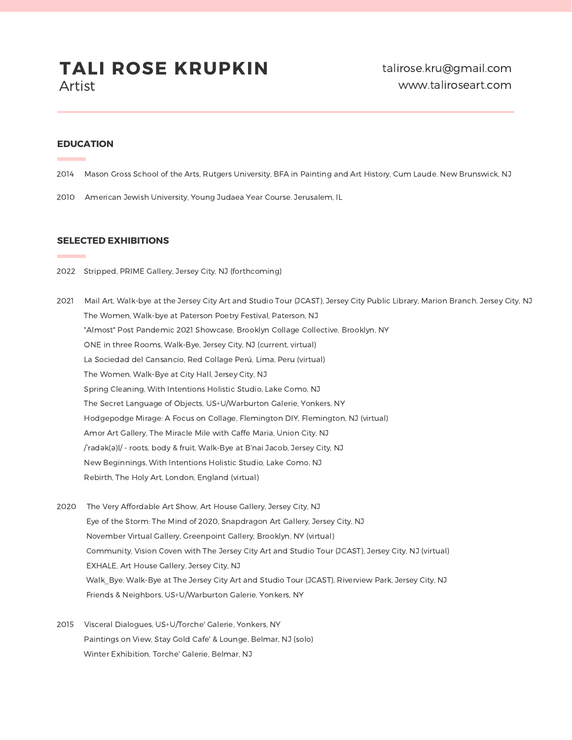# TALI ROSE KRUPKIN

Artist

talirose.kru@gmail.com
www.taliroseart.com

## EDUCATION

2014 Mason Gross School of the Arts, Rutgers University, BFA in Painting and Art History, Cum Laude. New Brunswick, NJ

2010 American Jewish University, Young Judaea Year Course. Jerusalem, IL

## SELECTED EXHIBITIONS

2022 Stripped, PRIME Gallery, Jersey City, NJ (forthcoming)

2021 Mail Art, Walk-bye at the Jersey City Art and Studio Tour (JCAST), Jersey City Public Library, Marion Branch. Jersey City, NJ
The Women, Walk-bye at Paterson Poetry Festival, Paterson, NJ
"Almost" Post Pandemic 2021 Showcase, Brooklyn Collage Collective, Brooklyn, NY
ONE in three Rooms, Walk-Bye, Jersey City, NJ (current, virtual)
La Sociedad del Cansancio, Red Collage Perú, Lima, Peru (virtual)
The Women, Walk-Bye at City Hall, Jersey City, NJ
Spring Cleaning, With Intentions Holistic Studio, Lake Como, NJ
The Secret Language of Objects, US+U/Warburton Galerie, Yonkers, NY
Hodgepodge Mirage: A Focus on Collage, Flemington DIY, Flemington, NJ (virtual)
Amor Art Gallery, The Miracle Mile with Caffe Maria, Union City, NJ
/ˈradək(ə)l/ - roots, body & fruit, Walk-Bye at B'nai Jacob, Jersey City, NJ
New Beginnings, With Intentions Holistic Studio, Lake Como, NJ
Rebirth, The Holy Art, London, England (virtual)

2020 The Very Affordable Art Show, Art House Gallery, Jersey City, NJ
Eye of the Storm: The Mind of 2020, Snapdragon Art Gallery, Jersey City, NJ
November Virtual Gallery, Greenpoint Gallery, Brooklyn, NY (virtual)
Community, Vision Coven with The Jersey City Art and Studio Tour (JCAST), Jersey City, NJ (virtual)
EXHALE, Art House Gallery, Jersey City, NJ
Walk_Bye, Walk-Bye at The Jersey City Art and Studio Tour (JCAST), Riverview Park, Jersey City, NJ
Friends & Neighbors, US+U/Warburton Galerie, Yonkers, NY

2015 Visceral Dialogues, US+U/Torche' Galerie, Yonkers, NY
Paintings on View, Stay Gold Cafe' & Lounge, Belmar, NJ (solo)
Winter Exhibition, Torche' Galerie, Belmar, NJ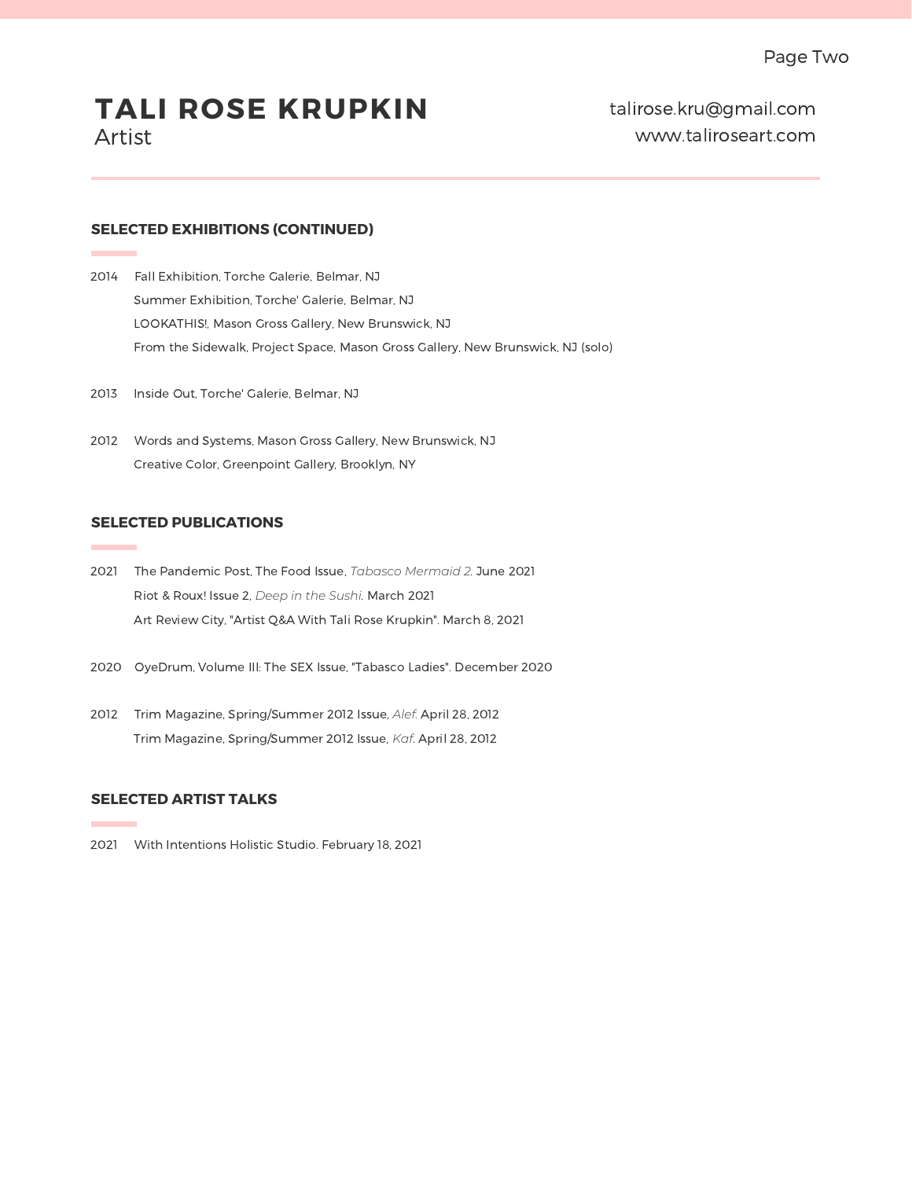# TALI ROSE KRUPKIN
Artist

talirose.kru@gmail.com
www.taliroseart.com

## SELECTED EXHIBITIONS (CONTINUED)

2014 Fall Exhibition, Torche Galerie, Belmar, NJ
Summer Exhibition, Torche' Galerie, Belmar, NJ
LOOKATHIS!, Mason Gross Gallery, New Brunswick, NJ
From the Sidewalk, Project Space, Mason Gross Gallery, New Brunswick, NJ (solo)

2013 Inside Out, Torche' Galerie, Belmar, NJ

2012 Words and Systems, Mason Gross Gallery, New Brunswick, NJ
Creative Color, Greenpoint Gallery, Brooklyn, NY

## SELECTED PUBLICATIONS

2021 The Pandemic Post, The Food Issue, *Tabasco Mermaid 2*. June 2021
Riot & Roux! Issue 2, *Deep in the Sushi*. March 2021
Art Review City, "Artist Q&A With Tali Rose Krupkin". March 8, 2021

2020 OyeDrum, Volume III: The SEX Issue, "Tabasco Ladies". December 2020

2012 Trim Magazine, Spring/Summer 2012 Issue, *Alef*. April 28, 2012
Trim Magazine, Spring/Summer 2012 Issue, *Kaf*. April 28, 2012

## SELECTED ARTIST TALKS

2021 With Intentions Holistic Studio. February 18, 2021